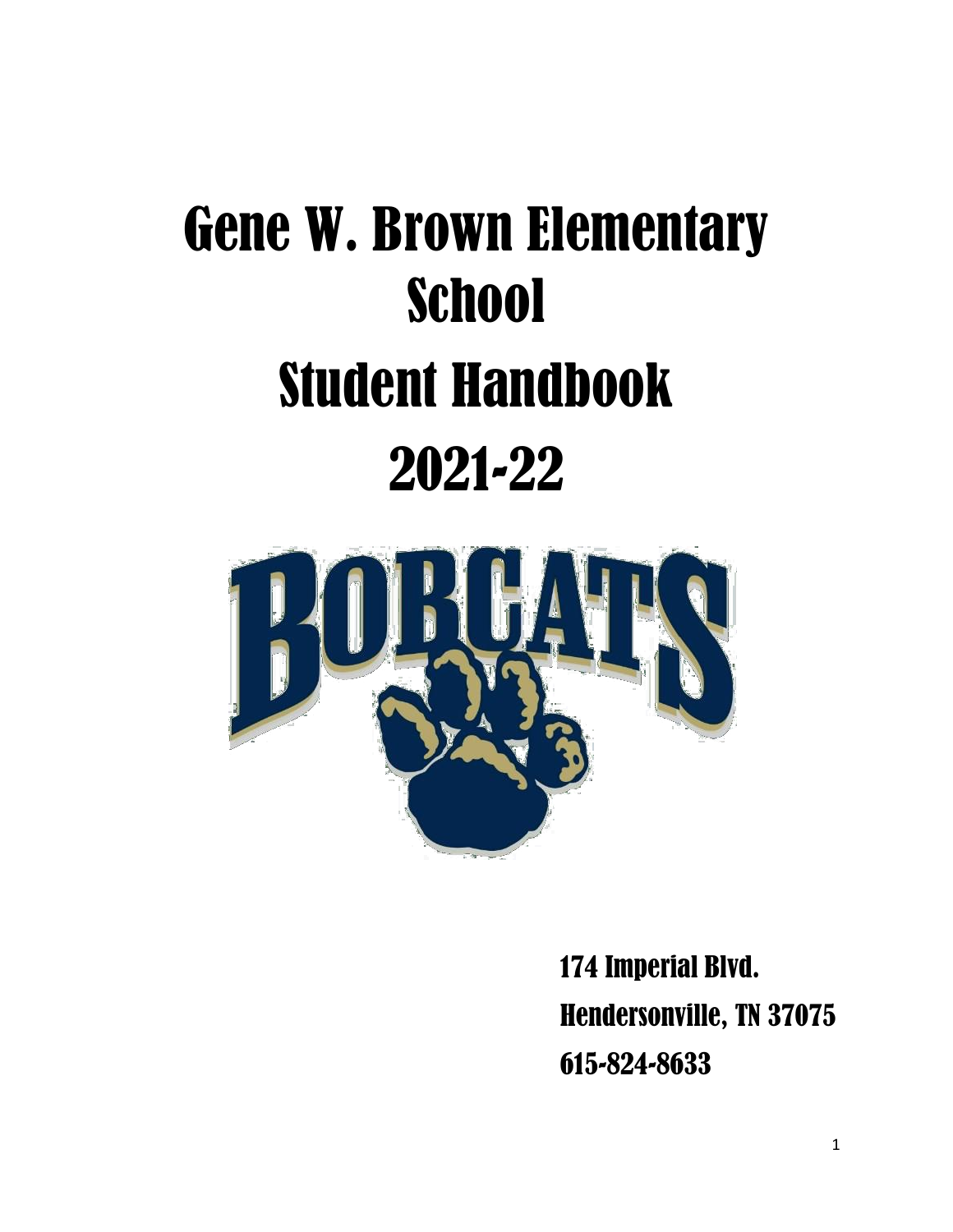# Gene W. Brown Elementary School

# Student Handbook

# 2021-22

BOBCATS

174 Imperial Blvd.

Hendersonville, TN 37075

615-824-8633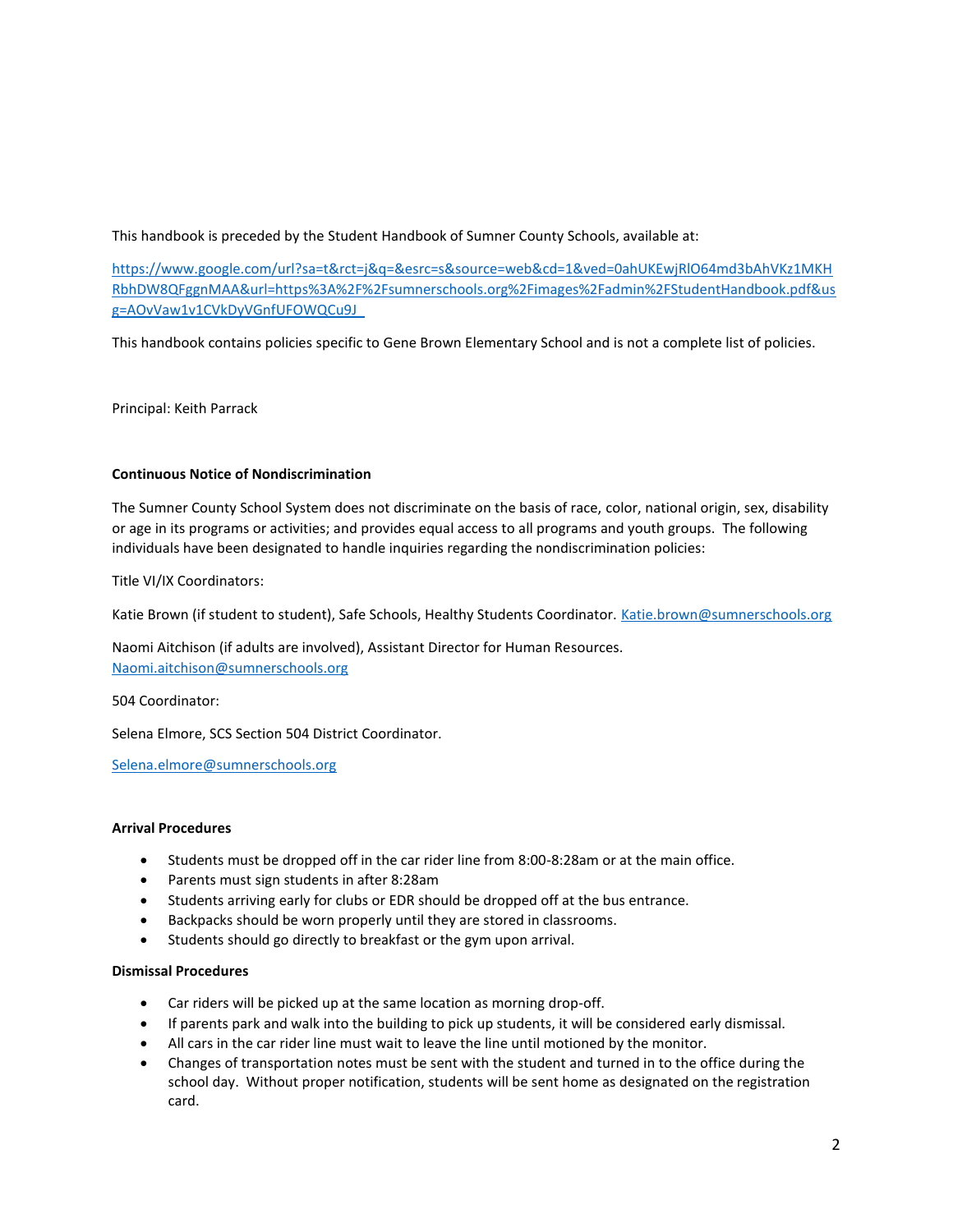This handbook is preceded by the Student Handbook of Sumner County Schools, available at:

https://www.google.com/url?sa=t&rct=j&q=&esrc=s&source=web&cd=1&ved=0ahUKEwjRlO64md3bAhVKz1MKHRbhDW8QFggnMAA&url=https%3A%2F%2Fsumnerschools.org%2Fimages%2Fadmin%2FStudentHandbook.pdf&usg=AOvVaw1v1CVkDyVGnfUFOWQCu9J

This handbook contains policies specific to Gene Brown Elementary School and is not a complete list of policies.

Principal: Keith Parrack

**Continuous Notice of Nondiscrimination**

The Sumner County School System does not discriminate on the basis of race, color, national origin, sex, disability or age in its programs or activities; and provides equal access to all programs and youth groups. The following individuals have been designated to handle inquiries regarding the nondiscrimination policies:

Title VI/IX Coordinators:

Katie Brown (if student to student), Safe Schools, Healthy Students Coordinator. Katie.brown@sumnerschools.org

Naomi Aitchison (if adults are involved), Assistant Director for Human Resources. Naomi.aitchison@sumnerschools.org

504 Coordinator:

Selena Elmore, SCS Section 504 District Coordinator.

Selena.elmore@sumnerschools.org

**Arrival Procedures**

- Students must be dropped off in the car rider line from 8:00-8:28am or at the main office.
- Parents must sign students in after 8:28am
- Students arriving early for clubs or EDR should be dropped off at the bus entrance.
- Backpacks should be worn properly until they are stored in classrooms.
- Students should go directly to breakfast or the gym upon arrival.

**Dismissal Procedures**

- Car riders will be picked up at the same location as morning drop-off.
- If parents park and walk into the building to pick up students, it will be considered early dismissal.
- All cars in the car rider line must wait to leave the line until motioned by the monitor.
- Changes of transportation notes must be sent with the student and turned in to the office during the school day. Without proper notification, students will be sent home as designated on the registration card.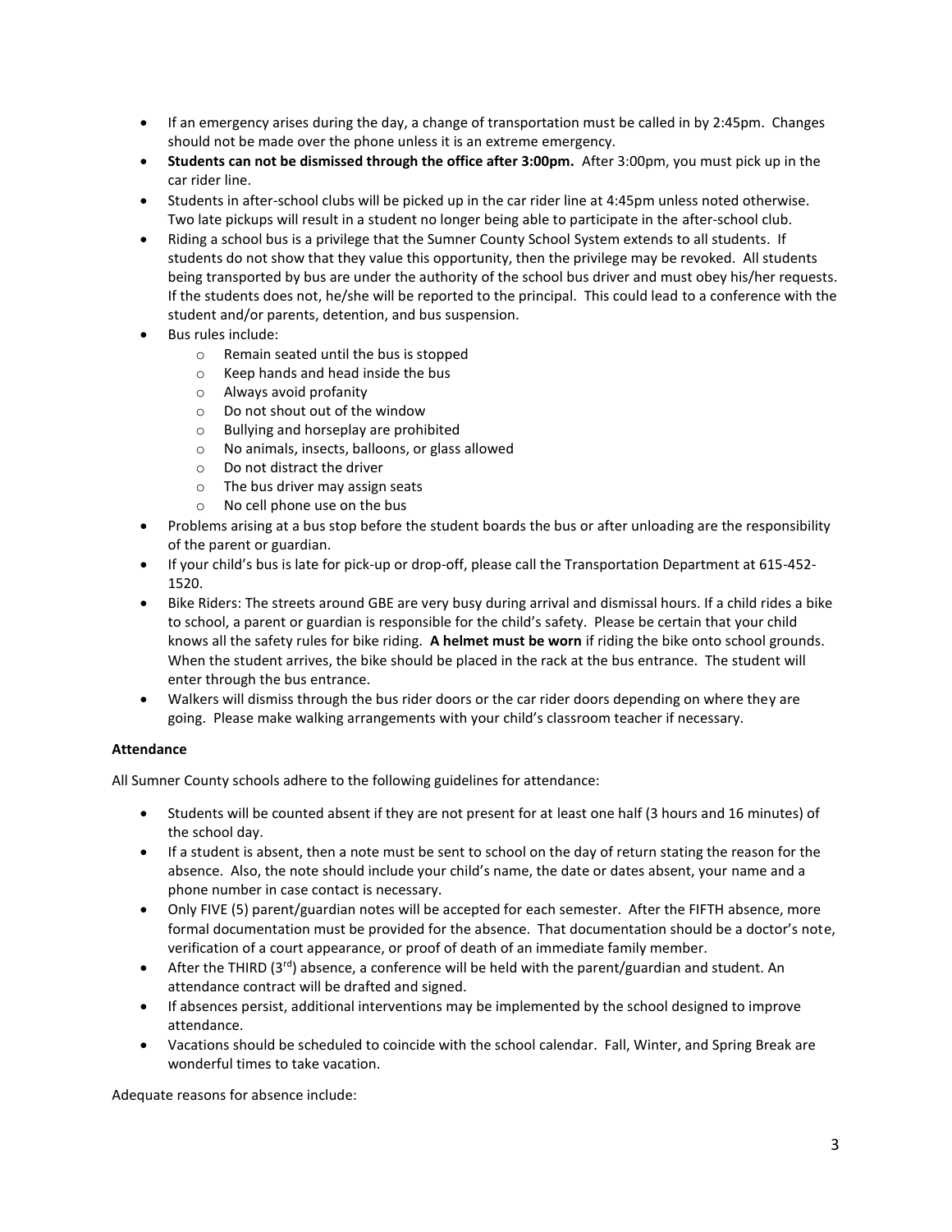- If an emergency arises during the day, a change of transportation must be called in by 2:45pm. Changes should not be made over the phone unless it is an extreme emergency.
- **Students can not be dismissed through the office after 3:00pm.** After 3:00pm, you must pick up in the car rider line.
- Students in after-school clubs will be picked up in the car rider line at 4:45pm unless noted otherwise. Two late pickups will result in a student no longer being able to participate in the after-school club.
- Riding a school bus is a privilege that the Sumner County School System extends to all students. If students do not show that they value this opportunity, then the privilege may be revoked. All students being transported by bus are under the authority of the school bus driver and must obey his/her requests. If the students does not, he/she will be reported to the principal. This could lead to a conference with the student and/or parents, detention, and bus suspension.
- Bus rules include:
  - Remain seated until the bus is stopped
  - Keep hands and head inside the bus
  - Always avoid profanity
  - Do not shout out of the window
  - Bullying and horseplay are prohibited
  - No animals, insects, balloons, or glass allowed
  - Do not distract the driver
  - The bus driver may assign seats
  - No cell phone use on the bus
- Problems arising at a bus stop before the student boards the bus or after unloading are the responsibility of the parent or guardian.
- If your child's bus is late for pick-up or drop-off, please call the Transportation Department at 615-452-1520.
- Bike Riders: The streets around GBE are very busy during arrival and dismissal hours. If a child rides a bike to school, a parent or guardian is responsible for the child's safety. Please be certain that your child knows all the safety rules for bike riding. **A helmet must be worn** if riding the bike onto school grounds. When the student arrives, the bike should be placed in the rack at the bus entrance. The student will enter through the bus entrance.
- Walkers will dismiss through the bus rider doors or the car rider doors depending on where they are going. Please make walking arrangements with your child's classroom teacher if necessary.

**Attendance**

All Sumner County schools adhere to the following guidelines for attendance:

- Students will be counted absent if they are not present for at least one half (3 hours and 16 minutes) of the school day.
- If a student is absent, then a note must be sent to school on the day of return stating the reason for the absence. Also, the note should include your child's name, the date or dates absent, your name and a phone number in case contact is necessary.
- Only FIVE (5) parent/guardian notes will be accepted for each semester. After the FIFTH absence, more formal documentation must be provided for the absence. That documentation should be a doctor's note, verification of a court appearance, or proof of death of an immediate family member.
- After the THIRD (3rd) absence, a conference will be held with the parent/guardian and student. An attendance contract will be drafted and signed.
- If absences persist, additional interventions may be implemented by the school designed to improve attendance.
- Vacations should be scheduled to coincide with the school calendar. Fall, Winter, and Spring Break are wonderful times to take vacation.

Adequate reasons for absence include: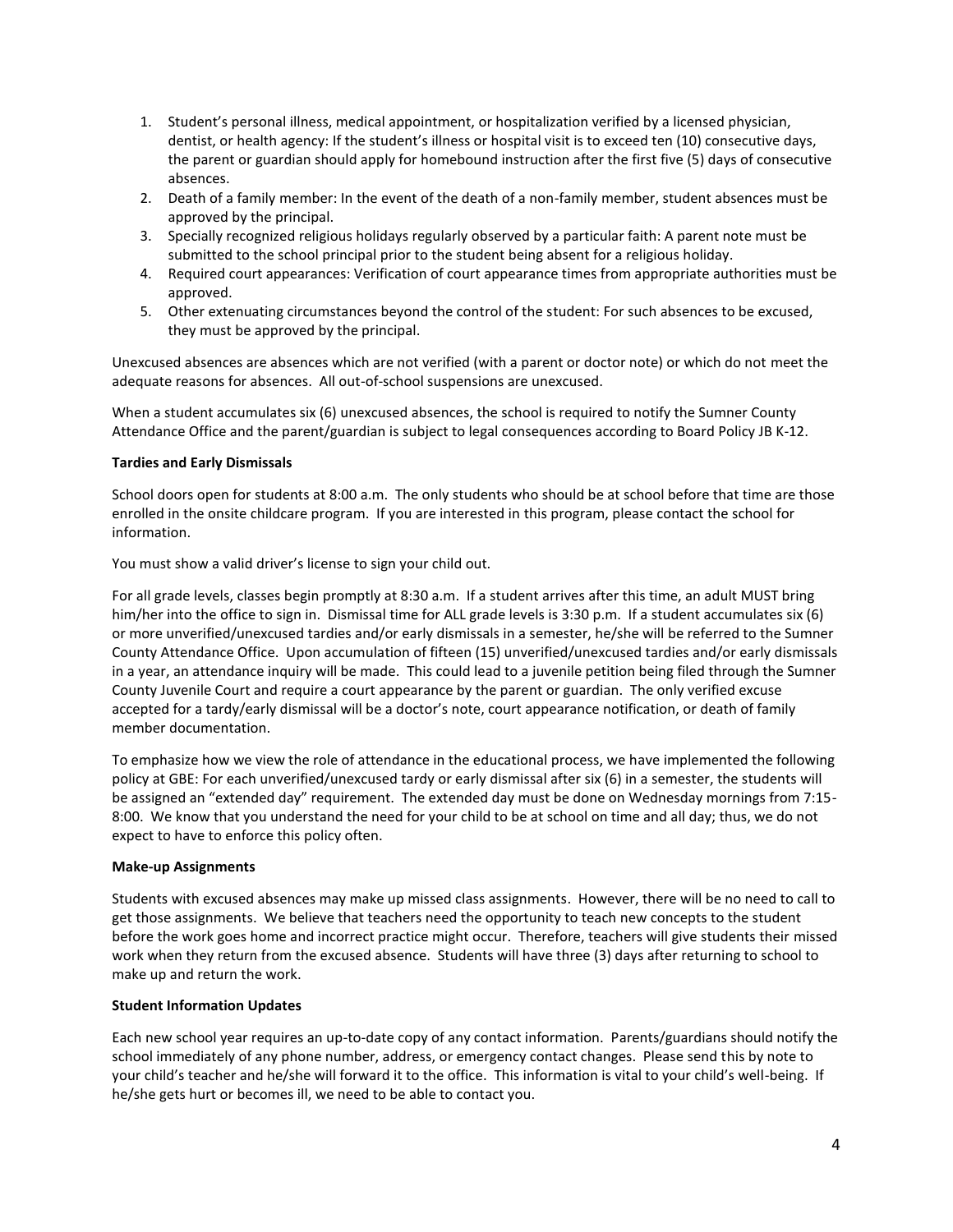1. Student's personal illness, medical appointment, or hospitalization verified by a licensed physician, dentist, or health agency: If the student's illness or hospital visit is to exceed ten (10) consecutive days, the parent or guardian should apply for homebound instruction after the first five (5) days of consecutive absences.
2. Death of a family member: In the event of the death of a non-family member, student absences must be approved by the principal.
3. Specially recognized religious holidays regularly observed by a particular faith: A parent note must be submitted to the school principal prior to the student being absent for a religious holiday.
4. Required court appearances: Verification of court appearance times from appropriate authorities must be approved.
5. Other extenuating circumstances beyond the control of the student: For such absences to be excused, they must be approved by the principal.

Unexcused absences are absences which are not verified (with a parent or doctor note) or which do not meet the adequate reasons for absences. All out-of-school suspensions are unexcused.

When a student accumulates six (6) unexcused absences, the school is required to notify the Sumner County Attendance Office and the parent/guardian is subject to legal consequences according to Board Policy JB K-12.

**Tardies and Early Dismissals**

School doors open for students at 8:00 a.m. The only students who should be at school before that time are those enrolled in the onsite childcare program. If you are interested in this program, please contact the school for information.

You must show a valid driver's license to sign your child out.

For all grade levels, classes begin promptly at 8:30 a.m. If a student arrives after this time, an adult MUST bring him/her into the office to sign in. Dismissal time for ALL grade levels is 3:30 p.m. If a student accumulates six (6) or more unverified/unexcused tardies and/or early dismissals in a semester, he/she will be referred to the Sumner County Attendance Office. Upon accumulation of fifteen (15) unverified/unexcused tardies and/or early dismissals in a year, an attendance inquiry will be made. This could lead to a juvenile petition being filed through the Sumner County Juvenile Court and require a court appearance by the parent or guardian. The only verified excuse accepted for a tardy/early dismissal will be a doctor's note, court appearance notification, or death of family member documentation.

To emphasize how we view the role of attendance in the educational process, we have implemented the following policy at GBE: For each unverified/unexcused tardy or early dismissal after six (6) in a semester, the students will be assigned an "extended day" requirement. The extended day must be done on Wednesday mornings from 7:15-8:00. We know that you understand the need for your child to be at school on time and all day; thus, we do not expect to have to enforce this policy often.

**Make-up Assignments**

Students with excused absences may make up missed class assignments. However, there will be no need to call to get those assignments. We believe that teachers need the opportunity to teach new concepts to the student before the work goes home and incorrect practice might occur. Therefore, teachers will give students their missed work when they return from the excused absence. Students will have three (3) days after returning to school to make up and return the work.

**Student Information Updates**

Each new school year requires an up-to-date copy of any contact information. Parents/guardians should notify the school immediately of any phone number, address, or emergency contact changes. Please send this by note to your child's teacher and he/she will forward it to the office. This information is vital to your child's well-being. If he/she gets hurt or becomes ill, we need to be able to contact you.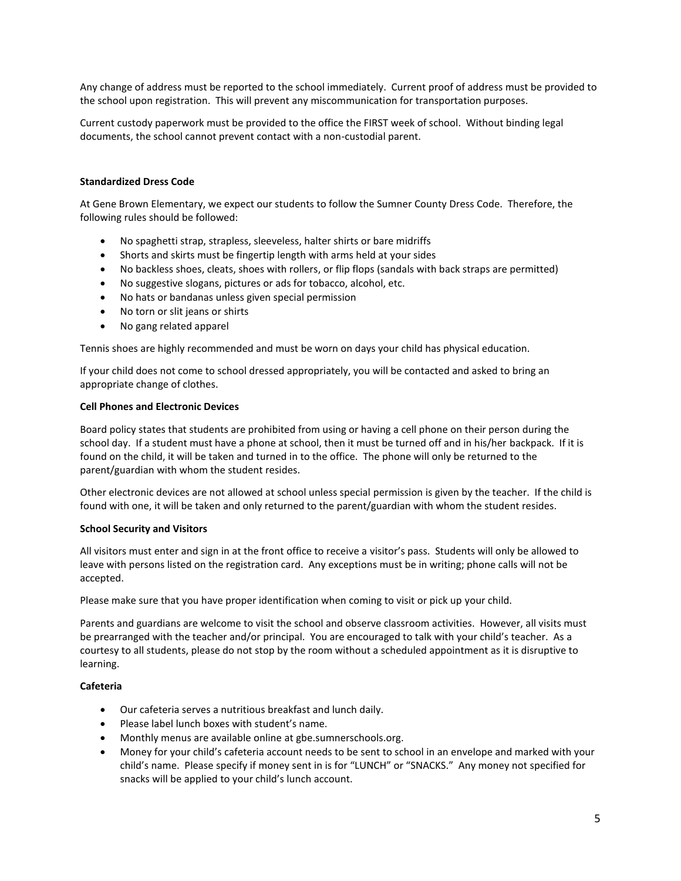Any change of address must be reported to the school immediately. Current proof of address must be provided to the school upon registration. This will prevent any miscommunication for transportation purposes.

Current custody paperwork must be provided to the office the FIRST week of school. Without binding legal documents, the school cannot prevent contact with a non-custodial parent.

**Standardized Dress Code**

At Gene Brown Elementary, we expect our students to follow the Sumner County Dress Code. Therefore, the following rules should be followed:

- No spaghetti strap, strapless, sleeveless, halter shirts or bare midriffs
- Shorts and skirts must be fingertip length with arms held at your sides
- No backless shoes, cleats, shoes with rollers, or flip flops (sandals with back straps are permitted)
- No suggestive slogans, pictures or ads for tobacco, alcohol, etc.
- No hats or bandanas unless given special permission
- No torn or slit jeans or shirts
- No gang related apparel

Tennis shoes are highly recommended and must be worn on days your child has physical education.

If your child does not come to school dressed appropriately, you will be contacted and asked to bring an appropriate change of clothes.

**Cell Phones and Electronic Devices**

Board policy states that students are prohibited from using or having a cell phone on their person during the school day. If a student must have a phone at school, then it must be turned off and in his/her backpack. If it is found on the child, it will be taken and turned in to the office. The phone will only be returned to the parent/guardian with whom the student resides.

Other electronic devices are not allowed at school unless special permission is given by the teacher. If the child is found with one, it will be taken and only returned to the parent/guardian with whom the student resides.

**School Security and Visitors**

All visitors must enter and sign in at the front office to receive a visitor's pass. Students will only be allowed to leave with persons listed on the registration card. Any exceptions must be in writing; phone calls will not be accepted.

Please make sure that you have proper identification when coming to visit or pick up your child.

Parents and guardians are welcome to visit the school and observe classroom activities. However, all visits must be prearranged with the teacher and/or principal. You are encouraged to talk with your child's teacher. As a courtesy to all students, please do not stop by the room without a scheduled appointment as it is disruptive to learning.

**Cafeteria**

- Our cafeteria serves a nutritious breakfast and lunch daily.
- Please label lunch boxes with student's name.
- Monthly menus are available online at gbe.sumnerschools.org.
- Money for your child's cafeteria account needs to be sent to school in an envelope and marked with your child's name. Please specify if money sent in is for "LUNCH" or "SNACKS." Any money not specified for snacks will be applied to your child's lunch account.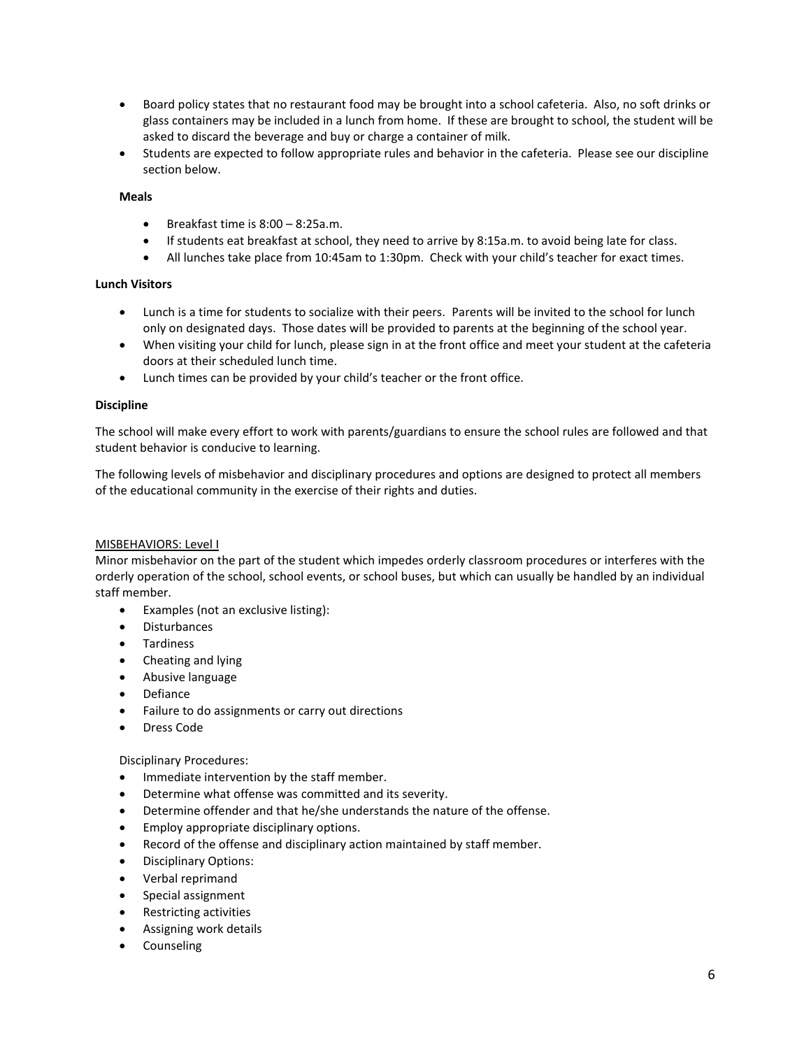- Board policy states that no restaurant food may be brought into a school cafeteria. Also, no soft drinks or glass containers may be included in a lunch from home. If these are brought to school, the student will be asked to discard the beverage and buy or charge a container of milk.
- Students are expected to follow appropriate rules and behavior in the cafeteria. Please see our discipline section below.

**Meals**

- Breakfast time is 8:00 – 8:25a.m.
- If students eat breakfast at school, they need to arrive by 8:15a.m. to avoid being late for class.
- All lunches take place from 10:45am to 1:30pm. Check with your child's teacher for exact times.

**Lunch Visitors**

- Lunch is a time for students to socialize with their peers. Parents will be invited to the school for lunch only on designated days. Those dates will be provided to parents at the beginning of the school year.
- When visiting your child for lunch, please sign in at the front office and meet your student at the cafeteria doors at their scheduled lunch time.
- Lunch times can be provided by your child's teacher or the front office.

**Discipline**

The school will make every effort to work with parents/guardians to ensure the school rules are followed and that student behavior is conducive to learning.

The following levels of misbehavior and disciplinary procedures and options are designed to protect all members of the educational community in the exercise of their rights and duties.

MISBEHAVIORS: Level I

Minor misbehavior on the part of the student which impedes orderly classroom procedures or interferes with the orderly operation of the school, school events, or school buses, but which can usually be handled by an individual staff member.

- Examples (not an exclusive listing):
- Disturbances
- Tardiness
- Cheating and lying
- Abusive language
- Defiance
- Failure to do assignments or carry out directions
- Dress Code

Disciplinary Procedures:

- Immediate intervention by the staff member.
- Determine what offense was committed and its severity.
- Determine offender and that he/she understands the nature of the offense.
- Employ appropriate disciplinary options.
- Record of the offense and disciplinary action maintained by staff member.
- Disciplinary Options:
- Verbal reprimand
- Special assignment
- Restricting activities
- Assigning work details
- Counseling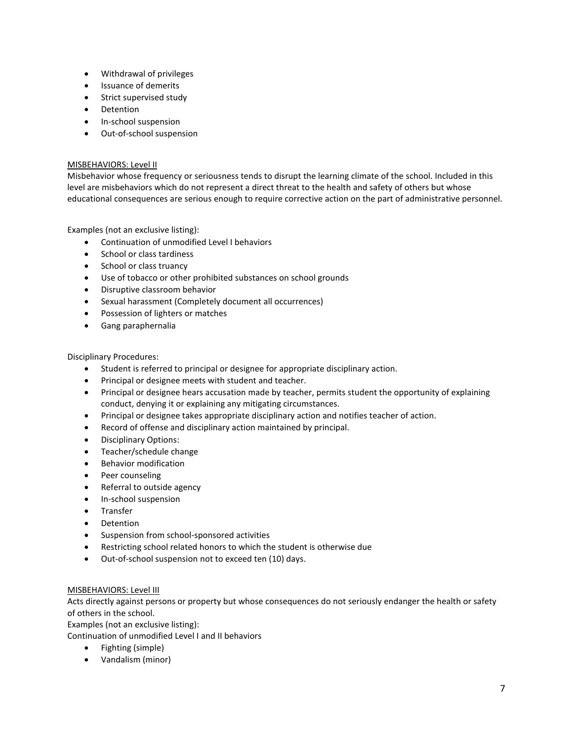- Withdrawal of privileges
- Issuance of demerits
- Strict supervised study
- Detention
- In-school suspension
- Out-of-school suspension

<u>MISBEHAVIORS: Level II</u>

Misbehavior whose frequency or seriousness tends to disrupt the learning climate of the school. Included in this level are misbehaviors which do not represent a direct threat to the health and safety of others but whose educational consequences are serious enough to require corrective action on the part of administrative personnel.

Examples (not an exclusive listing):

- Continuation of unmodified Level I behaviors
- School or class tardiness
- School or class truancy
- Use of tobacco or other prohibited substances on school grounds
- Disruptive classroom behavior
- Sexual harassment (Completely document all occurrences)
- Possession of lighters or matches
- Gang paraphernalia

Disciplinary Procedures:

- Student is referred to principal or designee for appropriate disciplinary action.
- Principal or designee meets with student and teacher.
- Principal or designee hears accusation made by teacher, permits student the opportunity of explaining conduct, denying it or explaining any mitigating circumstances.
- Principal or designee takes appropriate disciplinary action and notifies teacher of action.
- Record of offense and disciplinary action maintained by principal.
- Disciplinary Options:
- Teacher/schedule change
- Behavior modification
- Peer counseling
- Referral to outside agency
- In-school suspension
- Transfer
- Detention
- Suspension from school-sponsored activities
- Restricting school related honors to which the student is otherwise due
- Out-of-school suspension not to exceed ten (10) days.

<u>MISBEHAVIORS: Level III</u>

Acts directly against persons or property but whose consequences do not seriously endanger the health or safety of others in the school.

Examples (not an exclusive listing):

Continuation of unmodified Level I and II behaviors

- Fighting (simple)
- Vandalism (minor)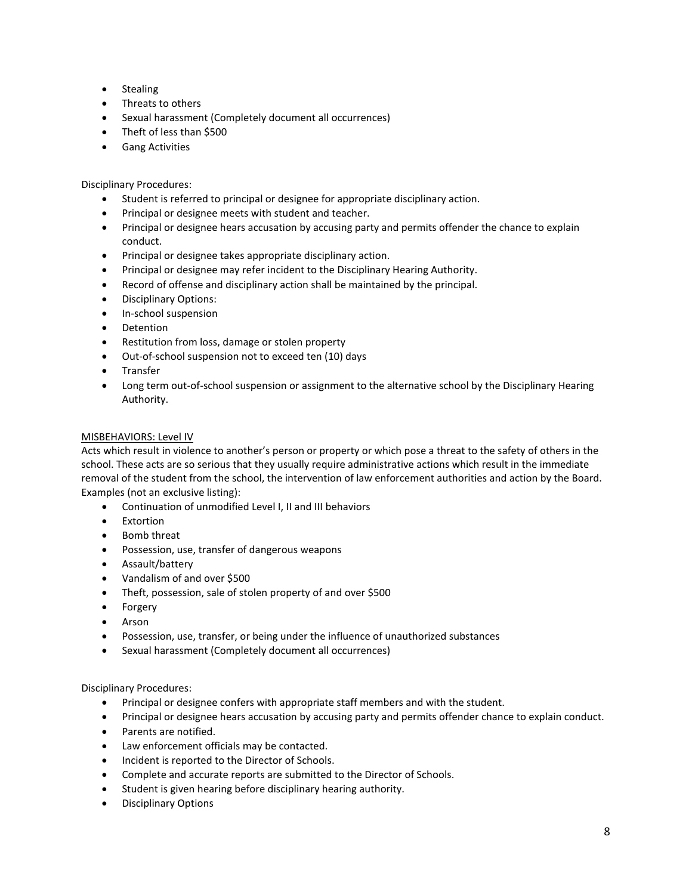- Stealing
- Threats to others
- Sexual harassment (Completely document all occurrences)
- Theft of less than $500
- Gang Activities

Disciplinary Procedures:

- Student is referred to principal or designee for appropriate disciplinary action.
- Principal or designee meets with student and teacher.
- Principal or designee hears accusation by accusing party and permits offender the chance to explain conduct.
- Principal or designee takes appropriate disciplinary action.
- Principal or designee may refer incident to the Disciplinary Hearing Authority.
- Record of offense and disciplinary action shall be maintained by the principal.
- Disciplinary Options:
- In-school suspension
- Detention
- Restitution from loss, damage or stolen property
- Out-of-school suspension not to exceed ten (10) days
- Transfer
- Long term out-of-school suspension or assignment to the alternative school by the Disciplinary Hearing Authority.

MISBEHAVIORS: Level IV

Acts which result in violence to another's person or property or which pose a threat to the safety of others in the school. These acts are so serious that they usually require administrative actions which result in the immediate removal of the student from the school, the intervention of law enforcement authorities and action by the Board. Examples (not an exclusive listing):

- Continuation of unmodified Level I, II and III behaviors
- Extortion
- Bomb threat
- Possession, use, transfer of dangerous weapons
- Assault/battery
- Vandalism of and over $500
- Theft, possession, sale of stolen property of and over $500
- Forgery
- Arson
- Possession, use, transfer, or being under the influence of unauthorized substances
- Sexual harassment (Completely document all occurrences)

Disciplinary Procedures:

- Principal or designee confers with appropriate staff members and with the student.
- Principal or designee hears accusation by accusing party and permits offender chance to explain conduct.
- Parents are notified.
- Law enforcement officials may be contacted.
- Incident is reported to the Director of Schools.
- Complete and accurate reports are submitted to the Director of Schools.
- Student is given hearing before disciplinary hearing authority.
- Disciplinary Options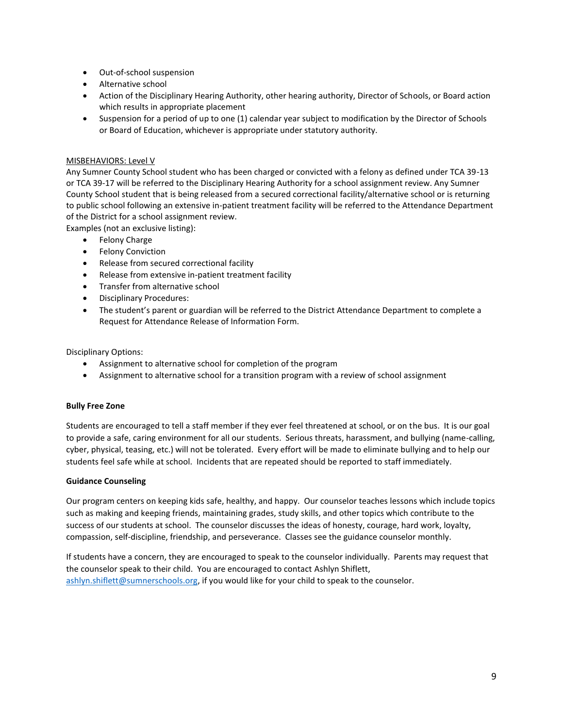- Out-of-school suspension
- Alternative school
- Action of the Disciplinary Hearing Authority, other hearing authority, Director of Schools, or Board action which results in appropriate placement
- Suspension for a period of up to one (1) calendar year subject to modification by the Director of Schools or Board of Education, whichever is appropriate under statutory authority.

<u>MISBEHAVIORS: Level V</u>

Any Sumner County School student who has been charged or convicted with a felony as defined under TCA 39-13 or TCA 39-17 will be referred to the Disciplinary Hearing Authority for a school assignment review. Any Sumner County School student that is being released from a secured correctional facility/alternative school or is returning to public school following an extensive in-patient treatment facility will be referred to the Attendance Department of the District for a school assignment review.

Examples (not an exclusive listing):

- Felony Charge
- Felony Conviction
- Release from secured correctional facility
- Release from extensive in-patient treatment facility
- Transfer from alternative school
- Disciplinary Procedures:
- The student's parent or guardian will be referred to the District Attendance Department to complete a Request for Attendance Release of Information Form.

Disciplinary Options:

- Assignment to alternative school for completion of the program
- Assignment to alternative school for a transition program with a review of school assignment

**Bully Free Zone**

Students are encouraged to tell a staff member if they ever feel threatened at school, or on the bus. It is our goal to provide a safe, caring environment for all our students. Serious threats, harassment, and bullying (name-calling, cyber, physical, teasing, etc.) will not be tolerated. Every effort will be made to eliminate bullying and to help our students feel safe while at school. Incidents that are repeated should be reported to staff immediately.

**Guidance Counseling**

Our program centers on keeping kids safe, healthy, and happy. Our counselor teaches lessons which include topics such as making and keeping friends, maintaining grades, study skills, and other topics which contribute to the success of our students at school. The counselor discusses the ideas of honesty, courage, hard work, loyalty, compassion, self-discipline, friendship, and perseverance. Classes see the guidance counselor monthly.

If students have a concern, they are encouraged to speak to the counselor individually. Parents may request that the counselor speak to their child. You are encouraged to contact Ashlyn Shiflett, ashlyn.shiflett@sumnerschools.org, if you would like for your child to speak to the counselor.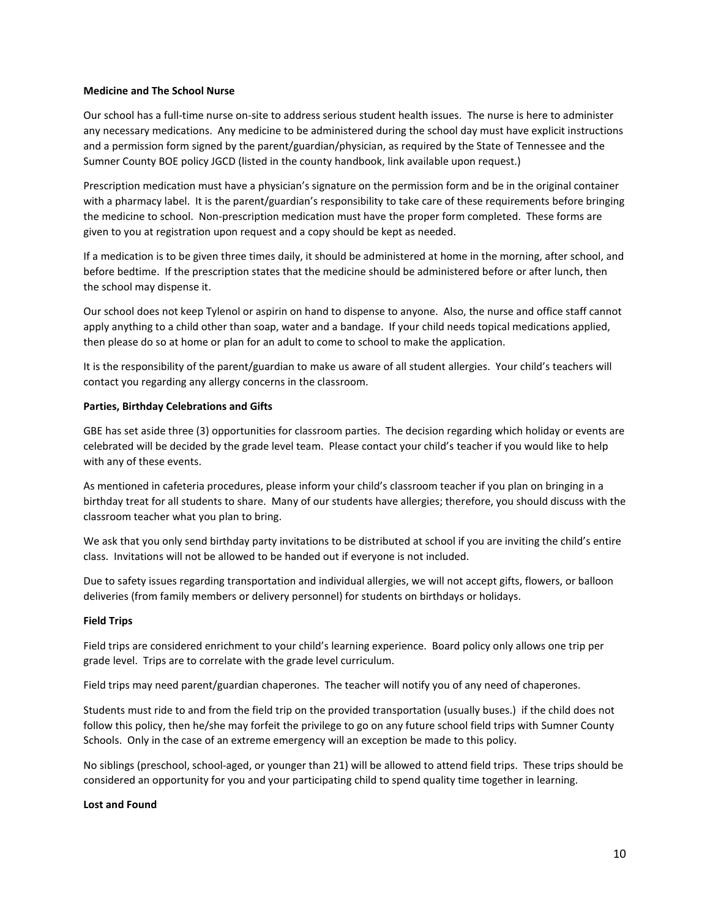**Medicine and The School Nurse**

Our school has a full-time nurse on-site to address serious student health issues. The nurse is here to administer any necessary medications. Any medicine to be administered during the school day must have explicit instructions and a permission form signed by the parent/guardian/physician, as required by the State of Tennessee and the Sumner County BOE policy JGCD (listed in the county handbook, link available upon request.)

Prescription medication must have a physician's signature on the permission form and be in the original container with a pharmacy label. It is the parent/guardian's responsibility to take care of these requirements before bringing the medicine to school. Non-prescription medication must have the proper form completed. These forms are given to you at registration upon request and a copy should be kept as needed.

If a medication is to be given three times daily, it should be administered at home in the morning, after school, and before bedtime. If the prescription states that the medicine should be administered before or after lunch, then the school may dispense it.

Our school does not keep Tylenol or aspirin on hand to dispense to anyone. Also, the nurse and office staff cannot apply anything to a child other than soap, water and a bandage. If your child needs topical medications applied, then please do so at home or plan for an adult to come to school to make the application.

It is the responsibility of the parent/guardian to make us aware of all student allergies. Your child's teachers will contact you regarding any allergy concerns in the classroom.

**Parties, Birthday Celebrations and Gifts**

GBE has set aside three (3) opportunities for classroom parties. The decision regarding which holiday or events are celebrated will be decided by the grade level team. Please contact your child's teacher if you would like to help with any of these events.

As mentioned in cafeteria procedures, please inform your child's classroom teacher if you plan on bringing in a birthday treat for all students to share. Many of our students have allergies; therefore, you should discuss with the classroom teacher what you plan to bring.

We ask that you only send birthday party invitations to be distributed at school if you are inviting the child's entire class. Invitations will not be allowed to be handed out if everyone is not included.

Due to safety issues regarding transportation and individual allergies, we will not accept gifts, flowers, or balloon deliveries (from family members or delivery personnel) for students on birthdays or holidays.

**Field Trips**

Field trips are considered enrichment to your child's learning experience. Board policy only allows one trip per grade level. Trips are to correlate with the grade level curriculum.

Field trips may need parent/guardian chaperones. The teacher will notify you of any need of chaperones.

Students must ride to and from the field trip on the provided transportation (usually buses.) if the child does not follow this policy, then he/she may forfeit the privilege to go on any future school field trips with Sumner County Schools. Only in the case of an extreme emergency will an exception be made to this policy.

No siblings (preschool, school-aged, or younger than 21) will be allowed to attend field trips. These trips should be considered an opportunity for you and your participating child to spend quality time together in learning.

**Lost and Found**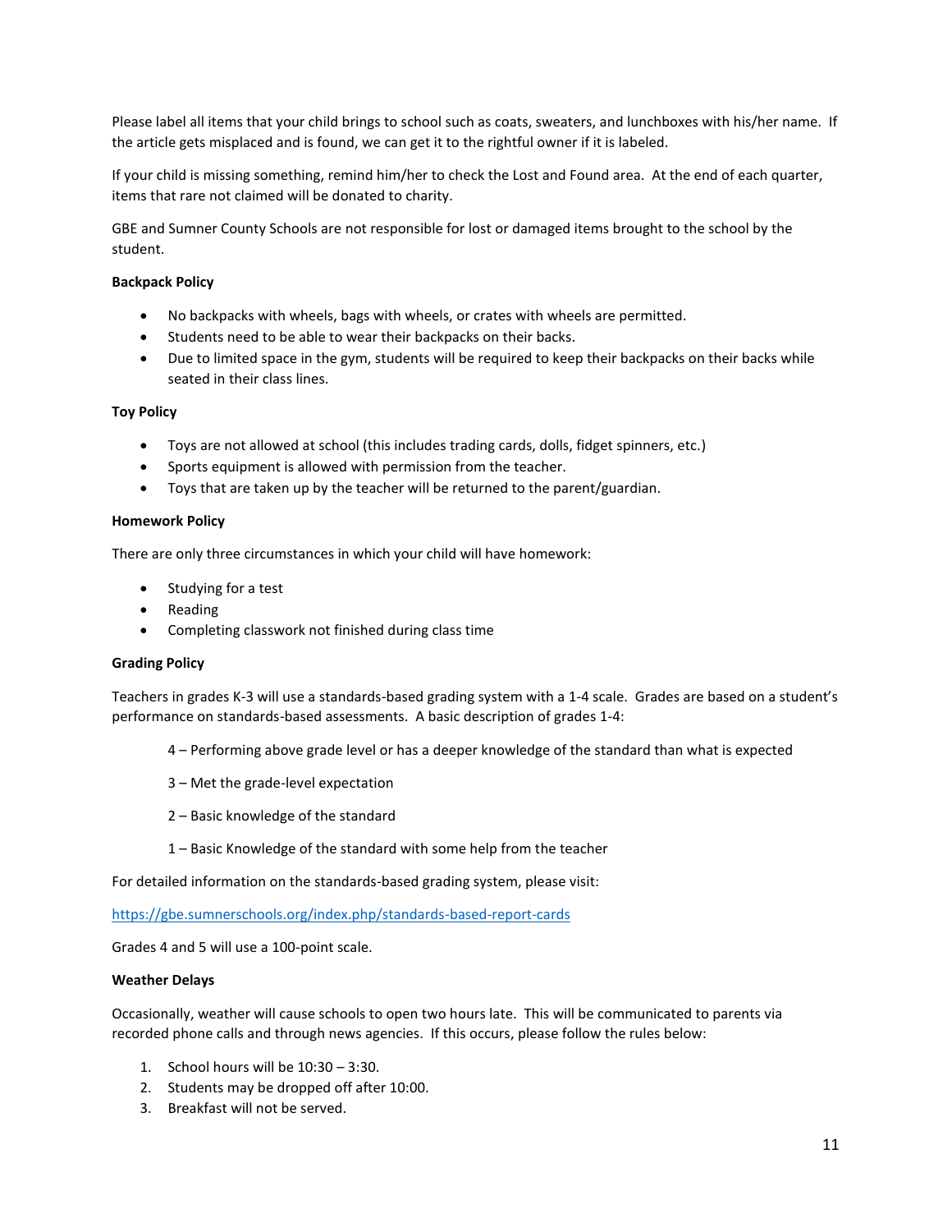Please label all items that your child brings to school such as coats, sweaters, and lunchboxes with his/her name. If the article gets misplaced and is found, we can get it to the rightful owner if it is labeled.

If your child is missing something, remind him/her to check the Lost and Found area. At the end of each quarter, items that rare not claimed will be donated to charity.

GBE and Sumner County Schools are not responsible for lost or damaged items brought to the school by the student.

**Backpack Policy**

- No backpacks with wheels, bags with wheels, or crates with wheels are permitted.
- Students need to be able to wear their backpacks on their backs.
- Due to limited space in the gym, students will be required to keep their backpacks on their backs while seated in their class lines.

**Toy Policy**

- Toys are not allowed at school (this includes trading cards, dolls, fidget spinners, etc.)
- Sports equipment is allowed with permission from the teacher.
- Toys that are taken up by the teacher will be returned to the parent/guardian.

**Homework Policy**

There are only three circumstances in which your child will have homework:

- Studying for a test
- Reading
- Completing classwork not finished during class time

**Grading Policy**

Teachers in grades K-3 will use a standards-based grading system with a 1-4 scale. Grades are based on a student's performance on standards-based assessments. A basic description of grades 1-4:

4 – Performing above grade level or has a deeper knowledge of the standard than what is expected

3 – Met the grade-level expectation

2 – Basic knowledge of the standard

1 – Basic Knowledge of the standard with some help from the teacher

For detailed information on the standards-based grading system, please visit:

https://gbe.sumnerschools.org/index.php/standards-based-report-cards

Grades 4 and 5 will use a 100-point scale.

**Weather Delays**

Occasionally, weather will cause schools to open two hours late. This will be communicated to parents via recorded phone calls and through news agencies. If this occurs, please follow the rules below:

1. School hours will be 10:30 – 3:30.
2. Students may be dropped off after 10:00.
3. Breakfast will not be served.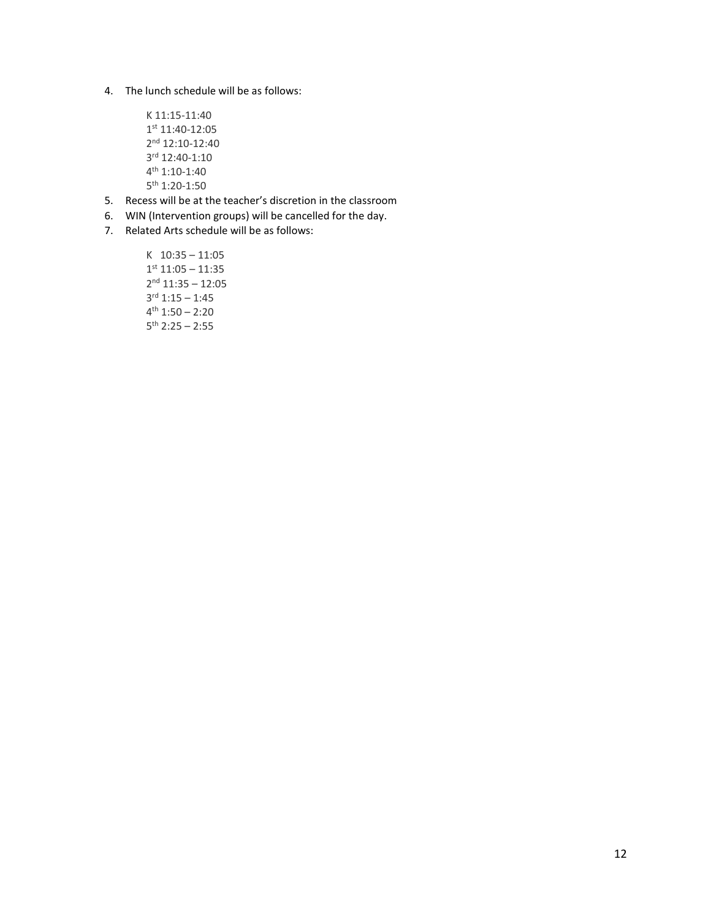4. The lunch schedule will be as follows:

   K 11:15-11:40
   1st 11:40-12:05
   2nd 12:10-12:40
   3rd 12:40-1:10
   4th 1:10-1:40
   5th 1:20-1:50

5. Recess will be at the teacher's discretion in the classroom
6. WIN (Intervention groups) will be cancelled for the day.
7. Related Arts schedule will be as follows:

   K 10:35 – 11:05
   1st 11:05 – 11:35
   2nd 11:35 – 12:05
   3rd 1:15 – 1:45
   4th 1:50 – 2:20
   5th 2:25 – 2:55